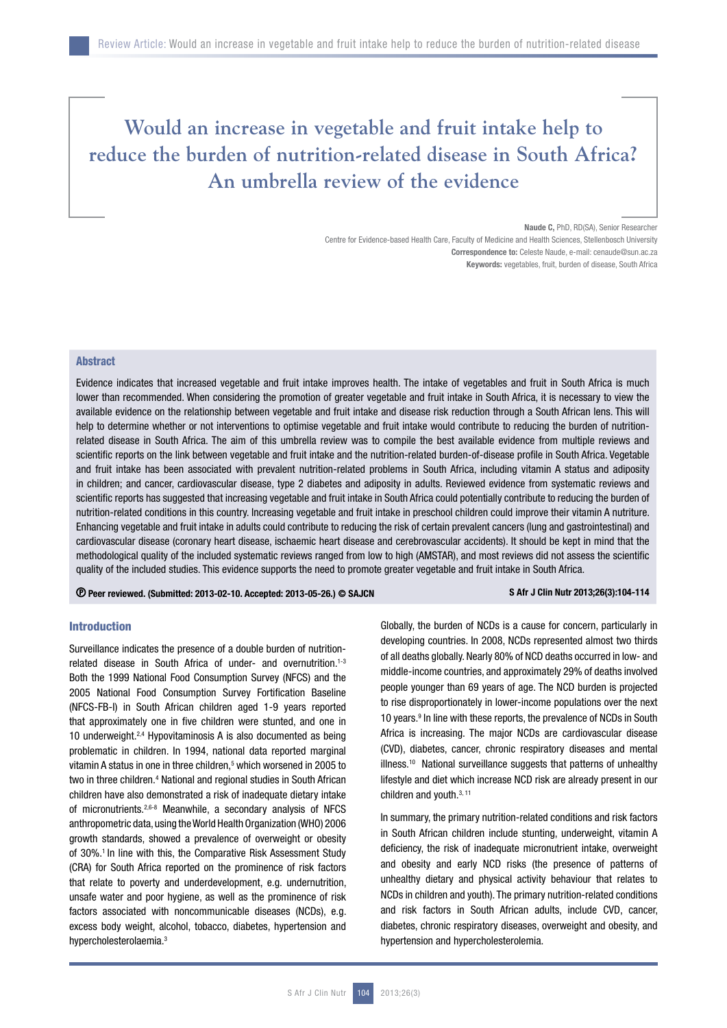# Would an increase in vegetable and fruit intake help to reduce the burden of nutrition-related disease in South Africa? An umbrella review of the evidence

**Naude C,** PhD, RD(SA), Senior Researcher
Centre for Evidence-based Health Care, Faculty of Medicine and Health Sciences, Stellenbosch University
**Correspondence to:** Celeste Naude, e-mail: cenaude@sun.ac.za
**Keywords:** vegetables, fruit, burden of disease, South Africa

## Abstract

Evidence indicates that increased vegetable and fruit intake improves health. The intake of vegetables and fruit in South Africa is much lower than recommended. When considering the promotion of greater vegetable and fruit intake in South Africa, it is necessary to view the available evidence on the relationship between vegetable and fruit intake and disease risk reduction through a South African lens. This will help to determine whether or not interventions to optimise vegetable and fruit intake would contribute to reducing the burden of nutrition-related disease in South Africa. The aim of this umbrella review was to compile the best available evidence from multiple reviews and scientific reports on the link between vegetable and fruit intake and the nutrition-related burden-of-disease profile in South Africa. Vegetable and fruit intake has been associated with prevalent nutrition-related problems in South Africa, including vitamin A status and adiposity in children; and cancer, cardiovascular disease, type 2 diabetes and adiposity in adults. Reviewed evidence from systematic reviews and scientific reports has suggested that increasing vegetable and fruit intake in South Africa could potentially contribute to reducing the burden of nutrition-related conditions in this country. Increasing vegetable and fruit intake in preschool children could improve their vitamin A nutriture. Enhancing vegetable and fruit intake in adults could contribute to reducing the risk of certain prevalent cancers (lung and gastrointestinal) and cardiovascular disease (coronary heart disease, ischaemic heart disease and cerebrovascular accidents). It should be kept in mind that the methodological quality of the included systematic reviews ranged from low to high (AMSTAR), and most reviews did not assess the scientific quality of the included studies. This evidence supports the need to promote greater vegetable and fruit intake in South Africa.

Ⓟ **Peer reviewed. (Submitted: 2013-02-10. Accepted: 2013-05-26.) © SAJCN**

**S Afr J Clin Nutr 2013;26(3):104-114**

## Introduction

Surveillance indicates the presence of a double burden of nutrition-related disease in South Africa of under- and overnutrition.[1-3] Both the 1999 National Food Consumption Survey (NFCS) and the 2005 National Food Consumption Survey Fortification Baseline (NFCS-FB-I) in South African children aged 1-9 years reported that approximately one in five children were stunted, and one in 10 underweight.[2,4] Hypovitaminosis A is also documented as being problematic in children. In 1994, national data reported marginal vitamin A status in one in three children,[5] which worsened in 2005 to two in three children.[4] National and regional studies in South African children have also demonstrated a risk of inadequate dietary intake of micronutrients.[2,6-8] Meanwhile, a secondary analysis of NFCS anthropometric data, using the World Health Organization (WHO) 2006 growth standards, showed a prevalence of overweight or obesity of 30%.[1] In line with this, the Comparative Risk Assessment Study (CRA) for South Africa reported on the prominence of risk factors that relate to poverty and underdevelopment, e.g. undernutrition, unsafe water and poor hygiene, as well as the prominence of risk factors associated with noncommunicable diseases (NCDs), e.g. excess body weight, alcohol, tobacco, diabetes, hypertension and hypercholesterolaemia.[3]

Globally, the burden of NCDs is a cause for concern, particularly in developing countries. In 2008, NCDs represented almost two thirds of all deaths globally. Nearly 80% of NCD deaths occurred in low- and middle-income countries, and approximately 29% of deaths involved people younger than 69 years of age. The NCD burden is projected to rise disproportionately in lower-income populations over the next 10 years.[9] In line with these reports, the prevalence of NCDs in South Africa is increasing. The major NCDs are cardiovascular disease (CVD), diabetes, cancer, chronic respiratory diseases and mental illness.[10] National surveillance suggests that patterns of unhealthy lifestyle and diet which increase NCD risk are already present in our children and youth.[3,11]

In summary, the primary nutrition-related conditions and risk factors in South African children include stunting, underweight, vitamin A deficiency, the risk of inadequate micronutrient intake, overweight and obesity and early NCD risks (the presence of patterns of unhealthy dietary and physical activity behaviour that relates to NCDs in children and youth). The primary nutrition-related conditions and risk factors in South African adults, include CVD, cancer, diabetes, chronic respiratory diseases, overweight and obesity, and hypertension and hypercholesterolemia.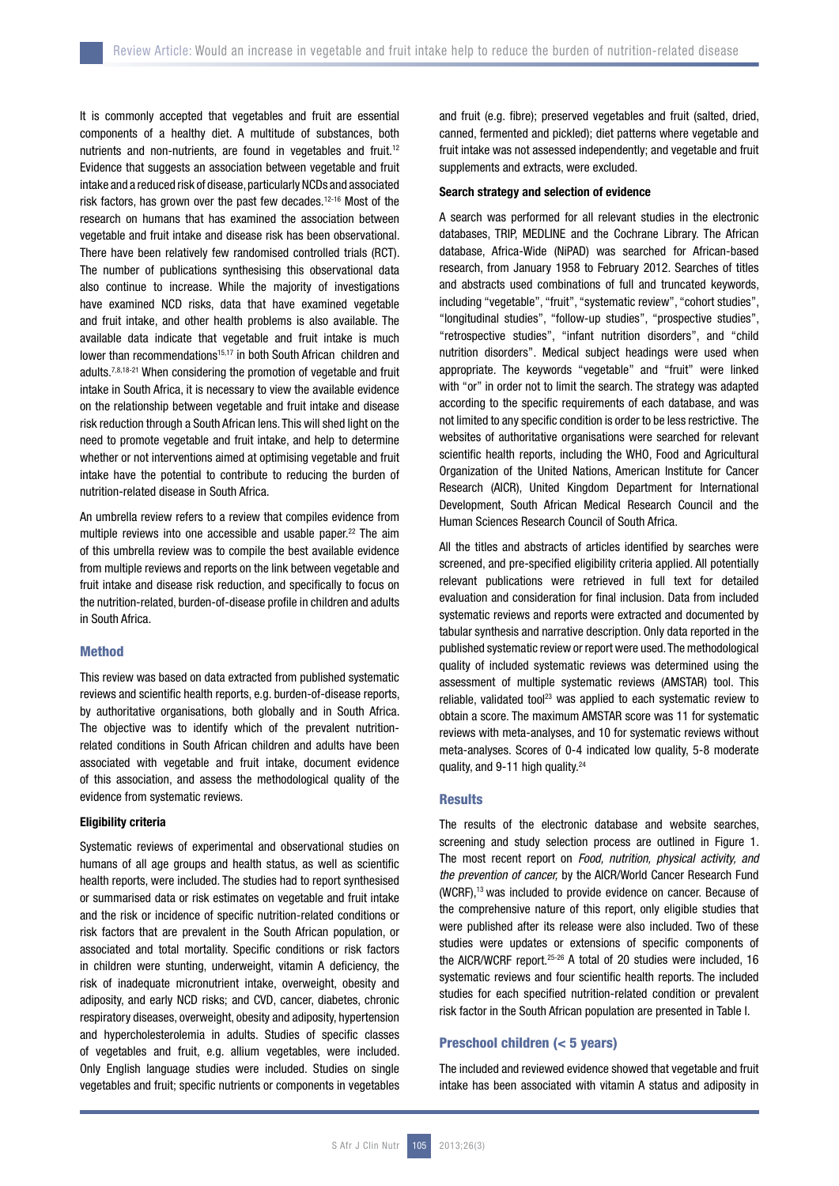It is commonly accepted that vegetables and fruit are essential components of a healthy diet. A multitude of substances, both nutrients and non-nutrients, are found in vegetables and fruit.[12] Evidence that suggests an association between vegetable and fruit intake and a reduced risk of disease, particularly NCDs and associated risk factors, has grown over the past few decades.[12-16] Most of the research on humans that has examined the association between vegetable and fruit intake and disease risk has been observational. There have been relatively few randomised controlled trials (RCT). The number of publications synthesising this observational data also continue to increase. While the majority of investigations have examined NCD risks, data that have examined vegetable and fruit intake, and other health problems is also available. The available data indicate that vegetable and fruit intake is much lower than recommendations[15,17] in both South African children and adults.[7,8,18-21] When considering the promotion of vegetable and fruit intake in South Africa, it is necessary to view the available evidence on the relationship between vegetable and fruit intake and disease risk reduction through a South African lens. This will shed light on the need to promote vegetable and fruit intake, and help to determine whether or not interventions aimed at optimising vegetable and fruit intake have the potential to contribute to reducing the burden of nutrition-related disease in South Africa.

An umbrella review refers to a review that compiles evidence from multiple reviews into one accessible and usable paper.[22] The aim of this umbrella review was to compile the best available evidence from multiple reviews and reports on the link between vegetable and fruit intake and disease risk reduction, and specifically to focus on the nutrition-related, burden-of-disease profile in children and adults in South Africa.

## Method

This review was based on data extracted from published systematic reviews and scientific health reports, e.g. burden-of-disease reports, by authoritative organisations, both globally and in South Africa. The objective was to identify which of the prevalent nutrition-related conditions in South African children and adults have been associated with vegetable and fruit intake, document evidence of this association, and assess the methodological quality of the evidence from systematic reviews.

### Eligibility criteria

Systematic reviews of experimental and observational studies on humans of all age groups and health status, as well as scientific health reports, were included. The studies had to report synthesised or summarised data or risk estimates on vegetable and fruit intake and the risk or incidence of specific nutrition-related conditions or risk factors that are prevalent in the South African population, or associated and total mortality. Specific conditions or risk factors in children were stunting, underweight, vitamin A deficiency, the risk of inadequate micronutrient intake, overweight, obesity and adiposity, and early NCD risks; and CVD, cancer, diabetes, chronic respiratory diseases, overweight, obesity and adiposity, hypertension and hypercholesterolemia in adults. Studies of specific classes of vegetables and fruit, e.g. allium vegetables, were included. Only English language studies were included. Studies on single vegetables and fruit; specific nutrients or components in vegetables and fruit (e.g. fibre); preserved vegetables and fruit (salted, dried, canned, fermented and pickled); diet patterns where vegetable and fruit intake was not assessed independently; and vegetable and fruit supplements and extracts, were excluded.

### Search strategy and selection of evidence

A search was performed for all relevant studies in the electronic databases, TRIP, MEDLINE and the Cochrane Library. The African database, Africa-Wide (NiPAD) was searched for African-based research, from January 1958 to February 2012. Searches of titles and abstracts used combinations of full and truncated keywords, including "vegetable", "fruit", "systematic review", "cohort studies", "longitudinal studies", "follow-up studies", "prospective studies", "retrospective studies", "infant nutrition disorders", and "child nutrition disorders". Medical subject headings were used when appropriate. The keywords "vegetable" and "fruit" were linked with "or" in order not to limit the search. The strategy was adapted according to the specific requirements of each database, and was not limited to any specific condition is order to be less restrictive. The websites of authoritative organisations were searched for relevant scientific health reports, including the WHO, Food and Agricultural Organization of the United Nations, American Institute for Cancer Research (AICR), United Kingdom Department for International Development, South African Medical Research Council and the Human Sciences Research Council of South Africa.

All the titles and abstracts of articles identified by searches were screened, and pre-specified eligibility criteria applied. All potentially relevant publications were retrieved in full text for detailed evaluation and consideration for final inclusion. Data from included systematic reviews and reports were extracted and documented by tabular synthesis and narrative description. Only data reported in the published systematic review or report were used. The methodological quality of included systematic reviews was determined using the assessment of multiple systematic reviews (AMSTAR) tool. This reliable, validated tool[23] was applied to each systematic review to obtain a score. The maximum AMSTAR score was 11 for systematic reviews with meta-analyses, and 10 for systematic reviews without meta-analyses. Scores of 0-4 indicated low quality, 5-8 moderate quality, and 9-11 high quality.[24]

## Results

The results of the electronic database and website searches, screening and study selection process are outlined in Figure 1. The most recent report on *Food, nutrition, physical activity, and the prevention of cancer,* by the AICR/World Cancer Research Fund (WCRF),[13] was included to provide evidence on cancer. Because of the comprehensive nature of this report, only eligible studies that were published after its release were also included. Two of these studies were updates or extensions of specific components of the AICR/WCRF report.[25-26] A total of 20 studies were included, 16 systematic reviews and four scientific health reports. The included studies for each specified nutrition-related condition or prevalent risk factor in the South African population are presented in Table I.

### Preschool children (< 5 years)

The included and reviewed evidence showed that vegetable and fruit intake has been associated with vitamin A status and adiposity in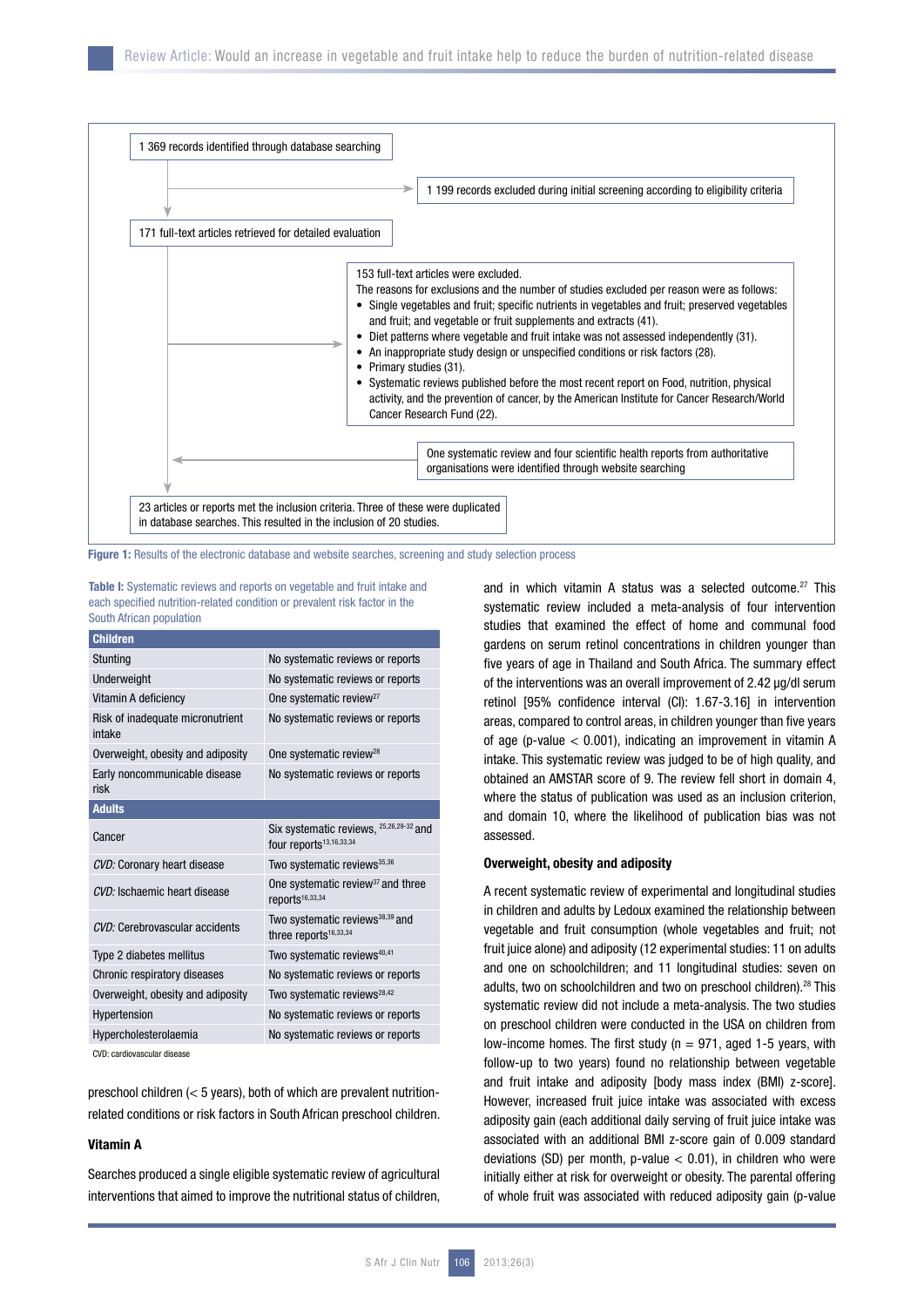1 369 records identified through database searching

1 199 records excluded during initial screening according to eligibility criteria

171 full-text articles retrieved for detailed evaluation

153 full-text articles were excluded.
The reasons for exclusions and the number of studies excluded per reason were as follows:

- Single vegetables and fruit; specific nutrients in vegetables and fruit; preserved vegetables and fruit; and vegetable or fruit supplements and extracts (41).
- Diet patterns where vegetable and fruit intake was not assessed independently (31).
- An inappropriate study design or unspecified conditions or risk factors (28).
- Primary studies (31).
- Systematic reviews published before the most recent report on Food, nutrition, physical activity, and the prevention of cancer, by the American Institute for Cancer Research/World Cancer Research Fund (22).

One systematic review and four scientific health reports from authoritative organisations were identified through website searching

23 articles or reports met the inclusion criteria. Three of these were duplicated in database searches. This resulted in the inclusion of 20 studies.

**Figure 1:** Results of the electronic database and website searches, screening and study selection process

**Table I:** Systematic reviews and reports on vegetable and fruit intake and each specified nutrition-related condition or prevalent risk factor in the South African population

| **Children** | |
|---|---|
| Stunting | No systematic reviews or reports |
| Underweight | No systematic reviews or reports |
| Vitamin A deficiency | One systematic review[27] |
| Risk of inadequate micronutrient intake | No systematic reviews or reports |
| Overweight, obesity and adiposity | One systematic review[28] |
| Early noncommunicable disease risk | No systematic reviews or reports |
| **Adults** | |
| Cancer | Six systematic reviews,[25,26,29-32] and four reports[13,16,33,34] |
| *CVD:* Coronary heart disease | Two systematic reviews[35,36] |
| *CVD:* Ischaemic heart disease | One systematic review[37] and three reports[16,33,34] |
| *CVD:* Cerebrovascular accidents | Two systematic reviews[38,39] and three reports[16,33,34] |
| Type 2 diabetes mellitus | Two systematic reviews[40,41] |
| Chronic respiratory diseases | No systematic reviews or reports |
| Overweight, obesity and adiposity | Two systematic reviews[28,42] |
| Hypertension | No systematic reviews or reports |
| Hypercholesterolaemia | No systematic reviews or reports |

CVD: cardiovascular disease

preschool children (< 5 years), both of which are prevalent nutrition-related conditions or risk factors in South African preschool children.

### Vitamin A

Searches produced a single eligible systematic review of agricultural interventions that aimed to improve the nutritional status of children, and in which vitamin A status was a selected outcome.[27] This systematic review included a meta-analysis of four intervention studies that examined the effect of home and communal food gardens on serum retinol concentrations in children younger than five years of age in Thailand and South Africa. The summary effect of the interventions was an overall improvement of 2.42 µg/dl serum retinol [95% confidence interval (CI): 1.67-3.16] in intervention areas, compared to control areas, in children younger than five years of age (p-value $< 0.001$), indicating an improvement in vitamin A intake. This systematic review was judged to be of high quality, and obtained an AMSTAR score of 9. The review fell short in domain 4, where the status of publication was used as an inclusion criterion, and domain 10, where the likelihood of publication bias was not assessed.

### Overweight, obesity and adiposity

A recent systematic review of experimental and longitudinal studies in children and adults by Ledoux examined the relationship between vegetable and fruit consumption (whole vegetables and fruit; not fruit juice alone) and adiposity (12 experimental studies: 11 on adults and one on schoolchildren; and 11 longitudinal studies: seven on adults, two on schoolchildren and two on preschool children).[28] This systematic review did not include a meta-analysis. The two studies on preschool children were conducted in the USA on children from low-income homes. The first study (n = 971, aged 1-5 years, with follow-up to two years) found no relationship between vegetable and fruit intake and adiposity [body mass index (BMI) z-score]. However, increased fruit juice intake was associated with excess adiposity gain (each additional daily serving of fruit juice intake was associated with an additional BMI z-score gain of 0.009 standard deviations (SD) per month, p-value $< 0.01$), in children who were initially either at risk for overweight or obesity. The parental offering of whole fruit was associated with reduced adiposity gain (p-value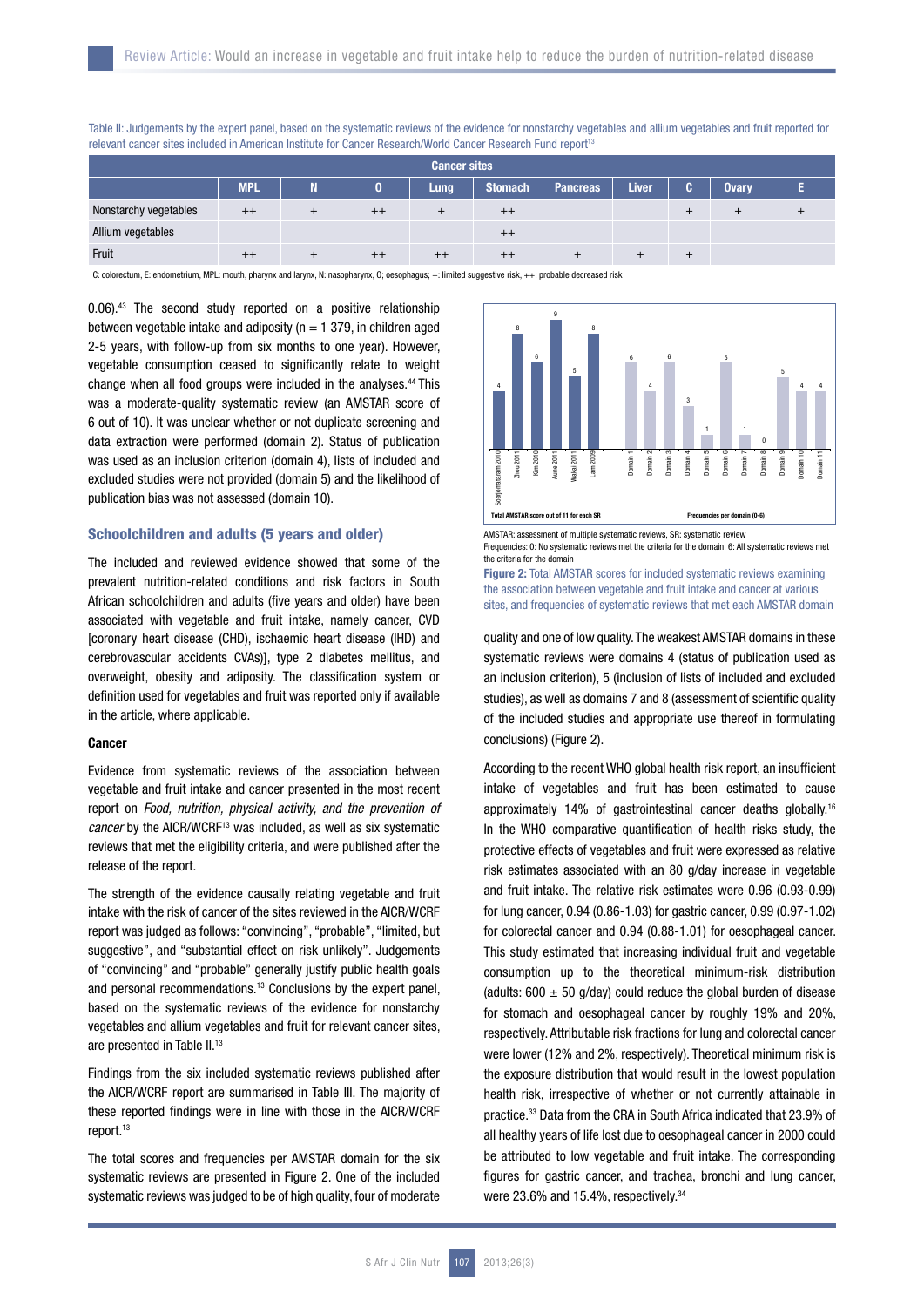Table II: Judgements by the expert panel, based on the systematic reviews of the evidence for nonstarchy vegetables and allium vegetables and fruit reported for relevant cancer sites included in American Institute for Cancer Research/World Cancer Research Fund report[13]

| | Cancer sites | | | | | | | | | |
|---|---|---|---|---|---|---|---|---|---|---|
| | MPL | N | O | Lung | Stomach | Pancreas | Liver | C | Ovary | E |
| Nonstarchy vegetables | ++ | + | ++ | + | ++ | | | + | + | + |
| Allium vegetables | | | | | ++ | | | | | |
| Fruit | ++ | + | ++ | ++ | ++ | + | + | + | | |

C: colorectum, E: endometrium, MPL: mouth, pharynx and larynx, N: nasopharynx, O; oesophagus; +: limited suggestive risk, ++: probable decreased risk

0.06).[43] The second study reported on a positive relationship between vegetable intake and adiposity (n = 1 379, in children aged 2-5 years, with follow-up from six months to one year). However, vegetable consumption ceased to significantly relate to weight change when all food groups were included in the analyses.[44] This was a moderate-quality systematic review (an AMSTAR score of 6 out of 10). It was unclear whether or not duplicate screening and data extraction were performed (domain 2). Status of publication was used as an inclusion criterion (domain 4), lists of included and excluded studies were not provided (domain 5) and the likelihood of publication bias was not assessed (domain 10).

## Schoolchildren and adults (5 years and older)

The included and reviewed evidence showed that some of the prevalent nutrition-related conditions and risk factors in South African schoolchildren and adults (five years and older) have been associated with vegetable and fruit intake, namely cancer, CVD [coronary heart disease (CHD), ischaemic heart disease (IHD) and cerebrovascular accidents CVAs)], type 2 diabetes mellitus, and overweight, obesity and adiposity. The classification system or definition used for vegetables and fruit was reported only if available in the article, where applicable.

### Cancer

Evidence from systematic reviews of the association between vegetable and fruit intake and cancer presented in the most recent report on *Food, nutrition, physical activity, and the prevention of cancer* by the AICR/WCRF[13] was included, as well as six systematic reviews that met the eligibility criteria, and were published after the release of the report.

The strength of the evidence causally relating vegetable and fruit intake with the risk of cancer of the sites reviewed in the AICR/WCRF report was judged as follows: "convincing", "probable", "limited, but suggestive", and "substantial effect on risk unlikely". Judgements of "convincing" and "probable" generally justify public health goals and personal recommendations.[13] Conclusions by the expert panel, based on the systematic reviews of the evidence for nonstarchy vegetables and allium vegetables and fruit for relevant cancer sites, are presented in Table II.[13]

Findings from the six included systematic reviews published after the AICR/WCRF report are summarised in Table III. The majority of these reported findings were in line with those in the AICR/WCRF report.[13]

The total scores and frequencies per AMSTAR domain for the six systematic reviews are presented in Figure 2. One of the included systematic reviews was judged to be of high quality, four of moderate quality and one of low quality. The weakest AMSTAR domains in these systematic reviews were domains 4 (status of publication used as an inclusion criterion), 5 (inclusion of lists of included and excluded studies), as well as domains 7 and 8 (assessment of scientific quality of the included studies and appropriate use thereof in formulating conclusions) (Figure 2).

AMSTAR: assessment of multiple systematic reviews, SR: systematic review
Frequencies: 0: No systematic reviews met the criteria for the domain, 6: All systematic reviews met the criteria for the domain

**Figure 2:** Total AMSTAR scores for included systematic reviews examining the association between vegetable and fruit intake and cancer at various sites, and frequencies of systematic reviews that met each AMSTAR domain

According to the recent WHO global health risk report, an insufficient intake of vegetables and fruit has been estimated to cause approximately 14% of gastrointestinal cancer deaths globally.[16] In the WHO comparative quantification of health risks study, the protective effects of vegetables and fruit were expressed as relative risk estimates associated with an 80 g/day increase in vegetable and fruit intake. The relative risk estimates were 0.96 (0.93-0.99) for lung cancer, 0.94 (0.86-1.03) for gastric cancer, 0.99 (0.97-1.02) for colorectal cancer and 0.94 (0.88-1.01) for oesophageal cancer. This study estimated that increasing individual fruit and vegetable consumption up to the theoretical minimum-risk distribution (adults: 600 ± 50 g/day) could reduce the global burden of disease for stomach and oesophageal cancer by roughly 19% and 20%, respectively. Attributable risk fractions for lung and colorectal cancer were lower (12% and 2%, respectively). Theoretical minimum risk is the exposure distribution that would result in the lowest population health risk, irrespective of whether or not currently attainable in practice.[33] Data from the CRA in South Africa indicated that 23.9% of all healthy years of life lost due to oesophageal cancer in 2000 could be attributed to low vegetable and fruit intake. The corresponding figures for gastric cancer, and trachea, bronchi and lung cancer, were 23.6% and 15.4%, respectively.[34]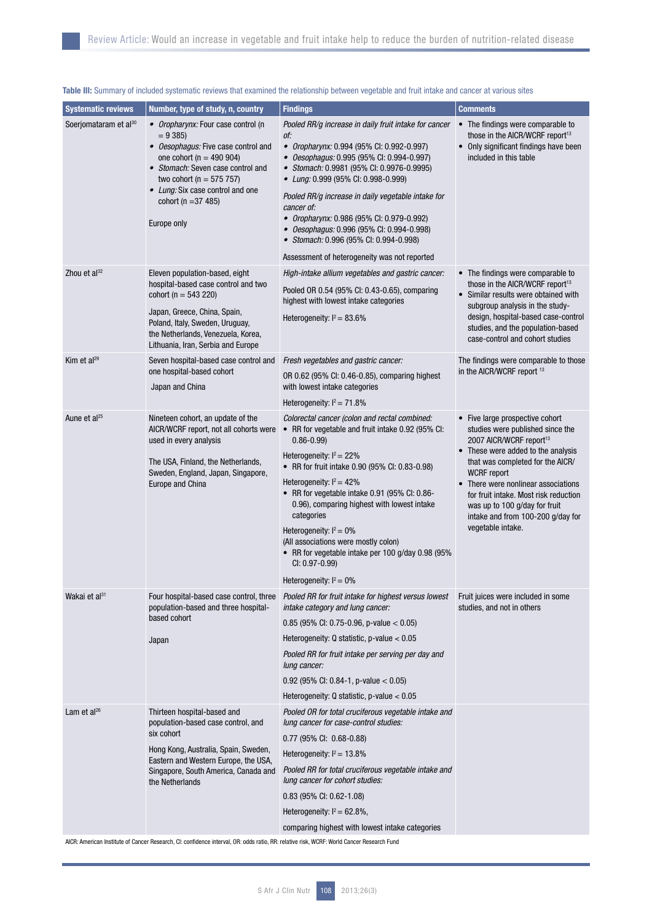**Table III:** Summary of included systematic reviews that examined the relationship between vegetable and fruit intake and cancer at various sites

| Systematic reviews | Number, type of study, n, country | Findings | Comments |
|---|---|---|---|
| Soerjomataram et al[30] | • *Oropharynx:* Four case control (n = 9 385)<br>• *Oesophagus:* Five case control and one cohort (n = 490 904)<br>• *Stomach:* Seven case control and two cohort (n = 575 757)<br>• *Lung:* Six case control and one cohort (n =37 485)<br><br>Europe only | *Pooled RR/g increase in daily fruit intake for cancer of:*<br>• *Oropharynx:* 0.994 (95% CI: 0.992-0.997)<br>• *Oesophagus:* 0.995 (95% CI: 0.994-0.997)<br>• *Stomach:* 0.9981 (95% CI: 0.9976-0.9995)<br>• *Lung:* 0.999 (95% CI: 0.998-0.999)<br><br>*Pooled RR/g increase in daily vegetable intake for cancer of:*<br>• *Oropharynx:* 0.986 (95% CI: 0.979-0.992)<br>• *Oesophagus:* 0.996 (95% CI: 0.994-0.998)<br>• *Stomach:* 0.996 (95% CI: 0.994-0.998)<br><br>Assessment of heterogeneity was not reported | • The findings were comparable to those in the AICR/WCRF report[13]<br>• Only significant findings have been included in this table |
| Zhou et al[32] | Eleven population-based, eight hospital-based case control and two cohort (n = 543 220)<br><br>Japan, Greece, China, Spain, Poland, Italy, Sweden, Uruguay, the Netherlands, Venezuela, Korea, Lithuania, Iran, Serbia and Europe | *High-intake allium vegetables and gastric cancer:*<br><br>Pooled OR 0.54 (95% CI: 0.43-0.65), comparing highest with lowest intake categories<br><br>Heterogeneity: $I^2 = 83.6\%$ | • The findings were comparable to those in the AICR/WCRF report[13]<br>• Similar results were obtained with subgroup analysis in the study-design, hospital-based case-control studies, and the population-based case-control and cohort studies |
| Kim et al[29] | Seven hospital-based case control and one hospital-based cohort<br><br>Japan and China | *Fresh vegetables and gastric cancer:*<br><br>OR 0.62 (95% CI: 0.46-0.85), comparing highest with lowest intake categories<br><br>Heterogeneity: $I^2 = 71.8\%$ | The findings were comparable to those in the AICR/WCRF report [13] |
| Aune et al[25] | Nineteen cohort, an update of the AICR/WCRF report, not all cohorts were used in every analysis<br><br>The USA, Finland, the Netherlands, Sweden, England, Japan, Singapore, Europe and China | *Colorectal cancer (colon and rectal combined:*<br>• RR for vegetable and fruit intake 0.92 (95% CI: 0.86-0.99)<br><br>Heterogeneity: $I^2 = 22\%$<br>• RR for fruit intake 0.90 (95% CI: 0.83-0.98)<br><br>Heterogeneity: $I^2 = 42\%$<br>• RR for vegetable intake 0.91 (95% CI: 0.86-0.96), comparing highest with lowest intake categories<br><br>Heterogeneity: $I^2 = 0\%$<br>(All associations were mostly colon)<br>• RR for vegetable intake per 100 g/day 0.98 (95% CI: 0.97-0.99)<br><br>Heterogeneity: $I^2 = 0\%$ | • Five large prospective cohort studies were published since the 2007 AICR/WCRF report[13]<br>• These were added to the analysis that was completed for the AICR/WCRF report<br>• There were nonlinear associations for fruit intake. Most risk reduction was up to 100 g/day for fruit intake and from 100-200 g/day for vegetable intake. |
| Wakai et al[31] | Four hospital-based case control, three population-based and three hospital-based cohort<br><br>Japan | *Pooled RR for fruit intake for highest versus lowest intake category and lung cancer:*<br><br>0.85 (95% CI: 0.75-0.96, p-value $< 0.05$)<br><br>Heterogeneity: Q statistic, p-value $< 0.05$<br><br>*Pooled RR for fruit intake per serving per day and lung cancer:*<br><br>0.92 (95% CI: 0.84-1, p-value $< 0.05$)<br><br>Heterogeneity: Q statistic, p-value $< 0.05$ | Fruit juices were included in some studies, and not in others |
| Lam et al[26] | Thirteen hospital-based and population-based case control, and six cohort<br><br>Hong Kong, Australia, Spain, Sweden, Eastern and Western Europe, the USA, Singapore, South America, Canada and the Netherlands | *Pooled OR for total cruciferous vegetable intake and lung cancer for case-control studies:*<br><br>0.77 (95% CI: 0.68-0.88)<br><br>Heterogeneity: $I^2 = 13.8\%$<br><br>*Pooled RR for total cruciferous vegetable intake and lung cancer for cohort studies:*<br><br>0.83 (95% CI: 0.62-1.08)<br><br>Heterogeneity: $I^2 = 62.8\%$,<br><br>comparing highest with lowest intake categories | |

AICR: American Institute of Cancer Research, CI: confidence interval, OR: odds ratio, RR: relative risk, WCRF: World Cancer Research Fund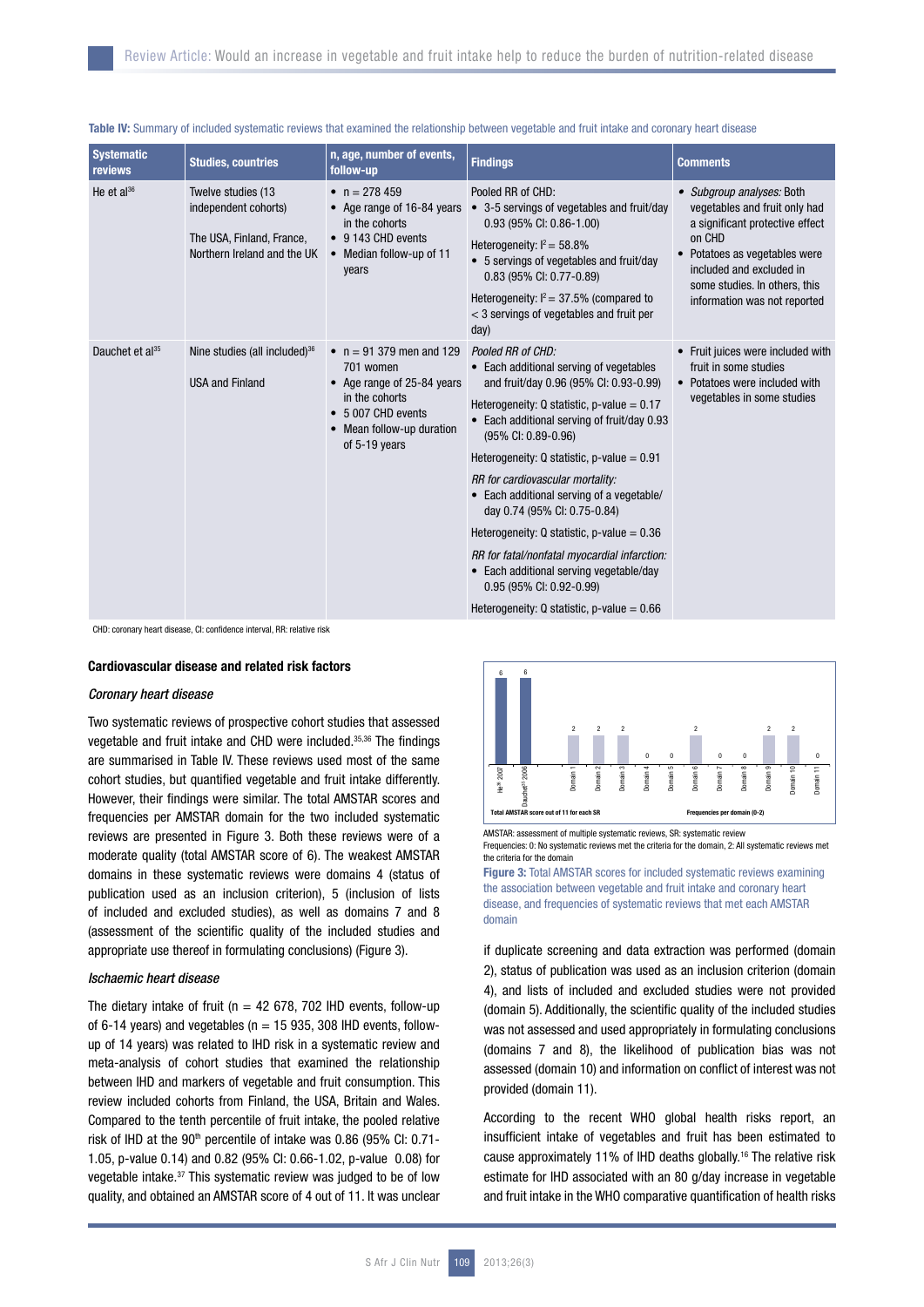**Table IV:** Summary of included systematic reviews that examined the relationship between vegetable and fruit intake and coronary heart disease

| Systematic reviews | Studies, countries | n, age, number of events, follow-up | Findings | Comments |
|---|---|---|---|---|
| He et al[36] | Twelve studies (13 independent cohorts)<br><br>The USA, Finland, France, Northern Ireland and the UK | • n = 278 459<br>• Age range of 16-84 years in the cohorts<br>• 9 143 CHD events<br>• Median follow-up of 11 years | Pooled RR of CHD:<br>• 3-5 servings of vegetables and fruit/day 0.93 (95% CI: 0.86-1.00)<br>Heterogeneity: $I^2 = 58.8\%$<br>• 5 servings of vegetables and fruit/day 0.83 (95% CI: 0.77-0.89)<br>Heterogeneity: $I^2 = 37.5\%$ (compared to < 3 servings of vegetables and fruit per day) | • *Subgroup analyses:* Both vegetables and fruit only had a significant protective effect on CHD<br>• Potatoes as vegetables were included and excluded in some studies. In others, this information was not reported |
| Dauchet et al[35] | Nine studies (all included)[36]<br><br>USA and Finland | • n = 91 379 men and 129 701 women<br>• Age range of 25-84 years in the cohorts<br>• 5 007 CHD events<br>• Mean follow-up duration of 5-19 years | *Pooled RR of CHD:*<br>• Each additional serving of vegetables and fruit/day 0.96 (95% CI: 0.93-0.99)<br>Heterogeneity: Q statistic, p-value = 0.17<br>• Each additional serving of fruit/day 0.93 (95% CI: 0.89-0.96)<br>Heterogeneity: Q statistic, p-value = 0.91<br>*RR for cardiovascular mortality:*<br>• Each additional serving of a vegetable/day 0.74 (95% CI: 0.75-0.84)<br>Heterogeneity: Q statistic, p-value = 0.36<br>*RR for fatal/nonfatal myocardial infarction:*<br>• Each additional serving vegetable/day 0.95 (95% CI: 0.92-0.99)<br>Heterogeneity: Q statistic, p-value = 0.66 | • Fruit juices were included with fruit in some studies<br>• Potatoes were included with vegetables in some studies |

CHD: coronary heart disease, CI: confidence interval, RR: relative risk

### Cardiovascular disease and related risk factors

#### *Coronary heart disease*

Two systematic reviews of prospective cohort studies that assessed vegetable and fruit intake and CHD were included.[35,36] The findings are summarised in Table IV. These reviews used most of the same cohort studies, but quantified vegetable and fruit intake differently. However, their findings were similar. The total AMSTAR scores and frequencies per AMSTAR domain for the two included systematic reviews are presented in Figure 3. Both these reviews were of a moderate quality (total AMSTAR score of 6). The weakest AMSTAR domains in these systematic reviews were domains 4 (status of publication used as an inclusion criterion), 5 (inclusion of lists of included and excluded studies), as well as domains 7 and 8 (assessment of the scientific quality of the included studies and appropriate use thereof in formulating conclusions) (Figure 3).

#### *Ischaemic heart disease*

The dietary intake of fruit (n = 42 678, 702 IHD events, follow-up of 6-14 years) and vegetables (n = 15 935, 308 IHD events, follow-up of 14 years) was related to IHD risk in a systematic review and meta-analysis of cohort studies that examined the relationship between IHD and markers of vegetable and fruit consumption. This review included cohorts from Finland, the USA, Britain and Wales. Compared to the tenth percentile of fruit intake, the pooled relative risk of IHD at the 90th percentile of intake was 0.86 (95% CI: 0.71-1.05, p-value 0.14) and 0.82 (95% CI: 0.66-1.02, p-value 0.08) for vegetable intake.[37] This systematic review was judged to be of low quality, and obtained an AMSTAR score of 4 out of 11. It was unclear if duplicate screening and data extraction was performed (domain 2), status of publication was used as an inclusion criterion (domain 4), and lists of included and excluded studies were not provided (domain 5). Additionally, the scientific quality of the included studies was not assessed and used appropriately in formulating conclusions (domains 7 and 8), the likelihood of publication bias was not assessed (domain 10) and information on conflict of interest was not provided (domain 11).

| | He[36] 2007 | Dauchet[35] 2006 | Domain 1 | Domain 2 | Domain 3 | Domain 4 | Domain 5 | Domain 6 | Domain 7 | Domain 8 | Domain 9 | Domain 10 | Domain 11 |
|---|---|---|---|---|---|---|---|---|---|---|---|---|---|
| Score | 6 | 6 | 2 | 2 | 2 | 0 | 0 | 2 | 0 | 0 | 2 | 2 | 0 |

Total AMSTAR score out of 11 for each SR; Frequencies per domain (0-2)

AMSTAR: assessment of multiple systematic reviews, SR: systematic review
Frequencies: 0: No systematic reviews met the criteria for the domain, 2: All systematic reviews met the criteria for the domain

**Figure 3:** Total AMSTAR scores for included systematic reviews examining the association between vegetable and fruit intake and coronary heart disease, and frequencies of systematic reviews that met each AMSTAR domain

According to the recent WHO global health risks report, an insufficient intake of vegetables and fruit has been estimated to cause approximately 11% of IHD deaths globally.[16] The relative risk estimate for IHD associated with an 80 g/day increase in vegetable and fruit intake in the WHO comparative quantification of health risks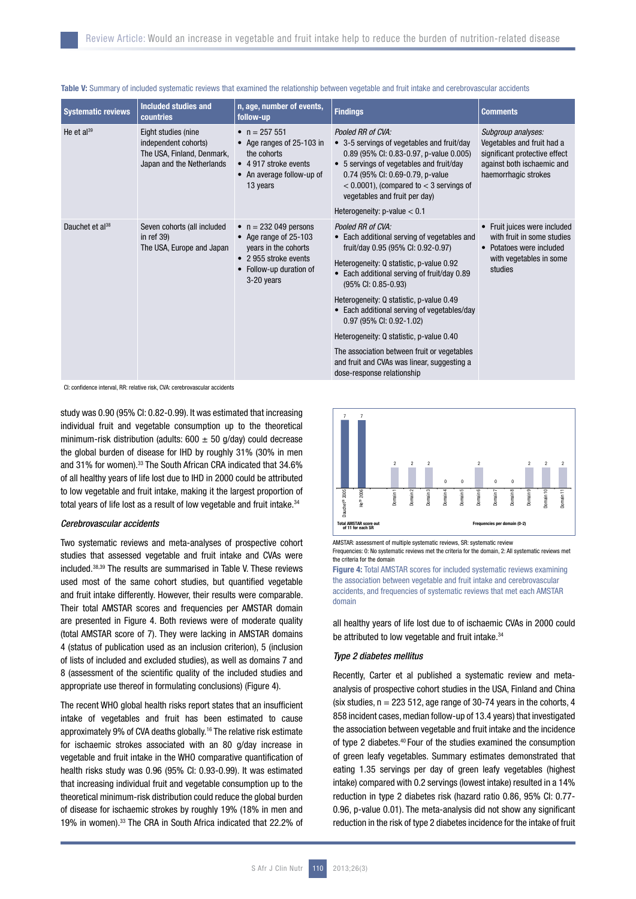**Table V:** Summary of included systematic reviews that examined the relationship between vegetable and fruit intake and cerebrovascular accidents

| Systematic reviews | Included studies and countries | n, age, number of events, follow-up | Findings | Comments |
|---|---|---|---|---|
| He et al[39] | Eight studies (nine independent cohorts) The USA, Finland, Denmark, Japan and the Netherlands | • n = 257 551 • Age ranges of 25-103 in the cohorts • 4 917 stroke events • An average follow-up of 13 years | *Pooled RR of CVA:* • 3-5 servings of vegetables and fruit/day 0.89 (95% CI: 0.83-0.97, p-value 0.005) • 5 servings of vegetables and fruit/day 0.74 (95% CI: 0.69-0.79, p-value < 0.0001), (compared to < 3 servings of vegetables and fruit per day) Heterogeneity: p-value < 0.1 | *Subgroup analyses:* Vegetables and fruit had a significant protective effect against both ischaemic and haemorrhagic strokes |
| Dauchet et al[38] | Seven cohorts (all included in ref 39) The USA, Europe and Japan | • n = 232 049 persons • Age range of 25-103 years in the cohorts • 2 955 stroke events • Follow-up duration of 3-20 years | *Pooled RR of CVA:* • Each additional serving of vegetables and fruit/day 0.95 (95% CI: 0.92-0.97) Heterogeneity: Q statistic, p-value 0.92 • Each additional serving of fruit/day 0.89 (95% CI: 0.85-0.93) Heterogeneity: Q statistic, p-value 0.49 • Each additional serving of vegetables/day 0.97 (95% CI: 0.92-1.02) Heterogeneity: Q statistic, p-value 0.40 The association between fruit or vegetables and fruit and CVAs was linear, suggesting a dose-response relationship | • Fruit juices were included with fruit in some studies • Potatoes were included with vegetables in some studies |

CI: confidence interval, RR: relative risk, CVA: cerebrovascular accidents

study was 0.90 (95% CI: 0.82-0.99). It was estimated that increasing individual fruit and vegetable consumption up to the theoretical minimum-risk distribution (adults: 600 ± 50 g/day) could decrease the global burden of disease for IHD by roughly 31% (30% in men and 31% for women).[33] The South African CRA indicated that 34.6% of all healthy years of life lost due to IHD in 2000 could be attributed to low vegetable and fruit intake, making it the largest proportion of total years of life lost as a result of low vegetable and fruit intake.[34]

### *Cerebrovascular accidents*

Two systematic reviews and meta-analyses of prospective cohort studies that assessed vegetable and fruit intake and CVAs were included.[38,39] The results are summarised in Table V. These reviews used most of the same cohort studies, but quantified vegetable and fruit intake differently. However, their results were comparable. Their total AMSTAR scores and frequencies per AMSTAR domain are presented in Figure 4. Both reviews were of moderate quality (total AMSTAR score of 7). They were lacking in AMSTAR domains 4 (status of publication used as an inclusion criterion), 5 (inclusion of lists of included and excluded studies), as well as domains 7 and 8 (assessment of the scientific quality of the included studies and appropriate use thereof in formulating conclusions) (Figure 4).

The recent WHO global health risks report states that an insufficient intake of vegetables and fruit has been estimated to cause approximately 9% of CVA deaths globally.[16] The relative risk estimate for ischaemic strokes associated with an 80 g/day increase in vegetable and fruit intake in the WHO comparative quantification of health risks study was 0.96 (95% CI: 0.93-0.99). It was estimated that increasing individual fruit and vegetable consumption up to the theoretical minimum-risk distribution could reduce the global burden of disease for ischaemic strokes by roughly 19% (18% in men and 19% in women).[33] The CRA in South Africa indicated that 22.2% of all healthy years of life lost due to of ischaemic CVAs in 2000 could be attributed to low vegetable and fruit intake.[34]

| | Dauchet[38] 2005 | He[39] 2006 | Domain 1 | Domain 2 | Domain 3 | Domain 4 | Domain 5 | Domain 6 | Domain 7 | Domain 8 | Domain 9 | Domain 10 | Domain 11 |
|---|---|---|---|---|---|---|---|---|---|---|---|---|---|
| Value | 7 | 7 | 2 | 2 | 2 | 0 | 0 | 2 | 0 | 0 | 2 | 2 | 2 |

Total AMSTAR score out of 11 for each SR; Frequencies per domain (0-2)

AMSTAR: assessment of multiple systematic reviews, SR: systematic review
Frequencies: 0: No systematic reviews met the criteria for the domain, 2: All systematic reviews met the criteria for the domain

**Figure 4:** Total AMSTAR scores for included systematic reviews examining the association between vegetable and fruit intake and cerebrovascular accidents, and frequencies of systematic reviews that met each AMSTAR domain

### *Type 2 diabetes mellitus*

Recently, Carter et al published a systematic review and meta-analysis of prospective cohort studies in the USA, Finland and China (six studies, n = 223 512, age range of 30-74 years in the cohorts, 4 858 incident cases, median follow-up of 13.4 years) that investigated the association between vegetable and fruit intake and the incidence of type 2 diabetes.[40] Four of the studies examined the consumption of green leafy vegetables. Summary estimates demonstrated that eating 1.35 servings per day of green leafy vegetables (highest intake) compared with 0.2 servings (lowest intake) resulted in a 14% reduction in type 2 diabetes risk (hazard ratio 0.86, 95% CI: 0.77-0.96, p-value 0.01). The meta-analysis did not show any significant reduction in the risk of type 2 diabetes incidence for the intake of fruit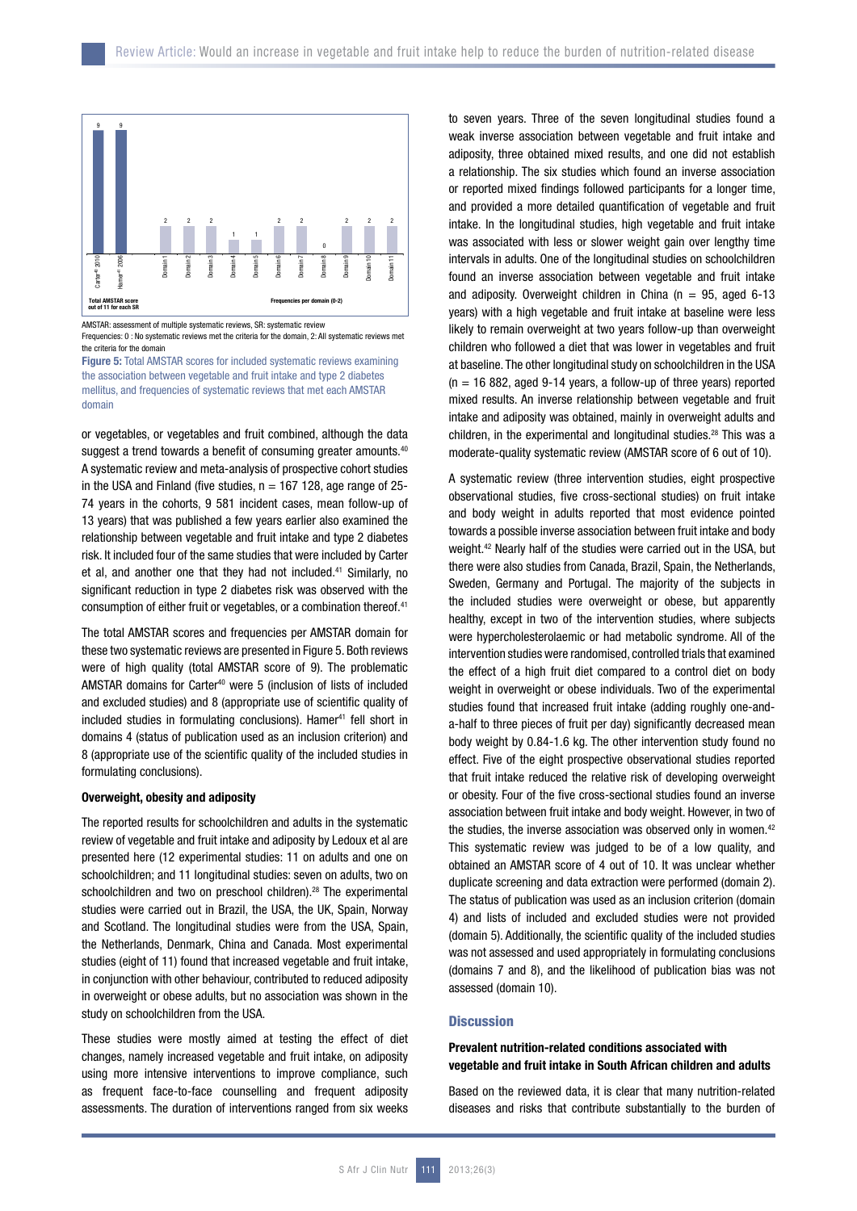| Total AMSTAR score out of 11 for each SR | | Frequencies per domain (0-2) | | | | | | | | | | |
|---|---|---|---|---|---|---|---|---|---|---|---|---|
| Carter[40] 2010 | Hamer[41] 2006 | Domain 1 | Domain 2 | Domain 3 | Domain 4 | Domain 5 | Domain 6 | Domain 7 | Domain 8 | Domain 9 | Domain 10 | Domain 11 |
| 9 | 9 | 2 | 2 | 2 | 1 | 1 | 2 | 2 | 0 | 2 | 2 | 2 |

AMSTAR: assessment of multiple systematic reviews, SR: systematic review

Frequencies: 0 : No systematic reviews met the criteria for the domain, 2: All systematic reviews met the criteria for the domain

**Figure 5:** Total AMSTAR scores for included systematic reviews examining the association between vegetable and fruit intake and type 2 diabetes mellitus, and frequencies of systematic reviews that met each AMSTAR domain

or vegetables, or vegetables and fruit combined, although the data suggest a trend towards a benefit of consuming greater amounts.[40] A systematic review and meta-analysis of prospective cohort studies in the USA and Finland (five studies, n = 167 128, age range of 25-74 years in the cohorts, 9 581 incident cases, mean follow-up of 13 years) that was published a few years earlier also examined the relationship between vegetable and fruit intake and type 2 diabetes risk. It included four of the same studies that were included by Carter et al, and another one that they had not included.[41] Similarly, no significant reduction in type 2 diabetes risk was observed with the consumption of either fruit or vegetables, or a combination thereof.[41]

The total AMSTAR scores and frequencies per AMSTAR domain for these two systematic reviews are presented in Figure 5. Both reviews were of high quality (total AMSTAR score of 9). The problematic AMSTAR domains for Carter[40] were 5 (inclusion of lists of included and excluded studies) and 8 (appropriate use of scientific quality of included studies in formulating conclusions). Hamer[41] fell short in domains 4 (status of publication used as an inclusion criterion) and 8 (appropriate use of the scientific quality of the included studies in formulating conclusions).

### Overweight, obesity and adiposity

The reported results for schoolchildren and adults in the systematic review of vegetable and fruit intake and adiposity by Ledoux et al are presented here (12 experimental studies: 11 on adults and one on schoolchildren; and 11 longitudinal studies: seven on adults, two on schoolchildren and two on preschool children).[28] The experimental studies were carried out in Brazil, the USA, the UK, Spain, Norway and Scotland. The longitudinal studies were from the USA, Spain, the Netherlands, Denmark, China and Canada. Most experimental studies (eight of 11) found that increased vegetable and fruit intake, in conjunction with other behaviour, contributed to reduced adiposity in overweight or obese adults, but no association was shown in the study on schoolchildren from the USA.

These studies were mostly aimed at testing the effect of diet changes, namely increased vegetable and fruit intake, on adiposity using more intensive interventions to improve compliance, such as frequent face-to-face counselling and frequent assessments. The duration of interventions ranged from six weeks to seven years. Three of the seven longitudinal studies found a weak inverse association between vegetable and fruit intake and adiposity, three obtained mixed results, and one did not establish a relationship. The six studies which found an inverse association or reported mixed findings followed participants for a longer time, and provided a more detailed quantification of vegetable and fruit intake. In the longitudinal studies, high vegetable and fruit intake was associated with less or slower weight gain over lengthy time intervals in adults. One of the longitudinal studies on schoolchildren found an inverse association between vegetable and fruit intake and adiposity. Overweight children in China (n = 95, aged 6-13 years) with a high vegetable and fruit intake at baseline were less likely to remain overweight at two years follow-up than overweight children who followed a diet that was lower in vegetables and fruit at baseline. The other longitudinal study on schoolchildren in the USA (n = 16 882, aged 9-14 years, a follow-up of three years) reported mixed results. An inverse relationship between vegetable and fruit intake and adiposity was obtained, mainly in overweight adults and children, in the experimental and longitudinal studies.[28] This was a moderate-quality systematic review (AMSTAR score of 6 out of 10).

A systematic review (three intervention studies, eight prospective observational studies, five cross-sectional studies) on fruit intake and body weight in adults reported that most evidence pointed towards a possible inverse association between fruit intake and body weight.[42] Nearly half of the studies were carried out in the USA, but there were also studies from Canada, Brazil, Spain, the Netherlands, Sweden, Germany and Portugal. The majority of the subjects in the included studies were overweight or obese, but apparently healthy, except in two of the intervention studies, where subjects were hypercholesterolaemic or had metabolic syndrome. All of the intervention studies were randomised, controlled trials that examined the effect of a high fruit diet compared to a control diet on body weight in overweight or obese individuals. Two of the experimental studies found that increased fruit intake (adding roughly one-and-a-half to three pieces of fruit per day) significantly decreased mean body weight by 0.84-1.6 kg. The other intervention study found no effect. Five of the eight prospective observational studies reported that fruit intake reduced the relative risk of developing overweight or obesity. Four of the five cross-sectional studies found an inverse association between fruit intake and body weight. However, in two of the studies, the inverse association was observed only in women.[42] This systematic review was judged to be of a low quality, and obtained an AMSTAR score of 4 out of 10. It was unclear whether duplicate screening and data extraction were performed (domain 2). The status of publication was used as an inclusion criterion (domain 4) and lists of included and excluded studies were not provided (domain 5). Additionally, the scientific quality of the included studies was not assessed and used appropriately in formulating conclusions (domains 7 and 8), and the likelihood of publication bias was not assessed (domain 10).

## Discussion

### Prevalent nutrition-related conditions associated with vegetable and fruit intake in South African children and adults

Based on the reviewed data, it is clear that many nutrition-related diseases and risks that contribute substantially to the burden of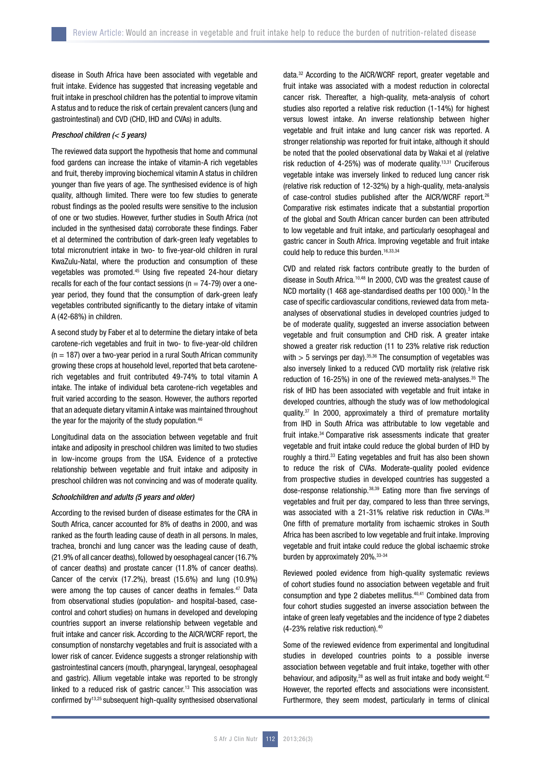disease in South Africa have been associated with vegetable and fruit intake. Evidence has suggested that increasing vegetable and fruit intake in preschool children has the potential to improve vitamin A status and to reduce the risk of certain prevalent cancers (lung and gastrointestinal) and CVD (CHD, IHD and CVAs) in adults.

*Preschool children (< 5 years)*

The reviewed data support the hypothesis that home and communal food gardens can increase the intake of vitamin-A rich vegetables and fruit, thereby improving biochemical vitamin A status in children younger than five years of age. The synthesised evidence is of high quality, although limited. There were too few studies to generate robust findings as the pooled results were sensitive to the inclusion of one or two studies. However, further studies in South Africa (not included in the synthesised data) corroborate these findings. Faber et al determined the contribution of dark-green leafy vegetables to total micronutrient intake in two- to five-year-old children in rural KwaZulu-Natal, where the production and consumption of these vegetables was promoted.[45] Using five repeated 24-hour dietary recalls for each of the four contact sessions (n = 74-79) over a one-year period, they found that the consumption of dark-green leafy vegetables contributed significantly to the dietary intake of vitamin A (42-68%) in children.

A second study by Faber et al to determine the dietary intake of beta carotene-rich vegetables and fruit in two- to five-year-old children (n = 187) over a two-year period in a rural South African community growing these crops at household level, reported that beta carotene-rich vegetables and fruit contributed 49-74% to total vitamin A intake. The intake of individual beta carotene-rich vegetables and fruit varied according to the season. However, the authors reported that an adequate dietary vitamin A intake was maintained throughout the year for the majority of the study population.[46]

Longitudinal data on the association between vegetable and fruit intake and adiposity in preschool children was limited to two studies in low-income groups from the USA. Evidence of a protective relationship between vegetable and fruit intake and adiposity in preschool children was not convincing and was of moderate quality.

*Schoolchildren and adults (5 years and older)*

According to the revised burden of disease estimates for the CRA in South Africa, cancer accounted for 8% of deaths in 2000, and was ranked as the fourth leading cause of death in all persons. In males, trachea, bronchi and lung cancer was the leading cause of death, (21.9% of all cancer deaths), followed by oesophageal cancer (16.7% of cancer deaths) and prostate cancer (11.8% of cancer deaths). Cancer of the cervix (17.2%), breast (15.6%) and lung (10.9%) were among the top causes of cancer deaths in females.[47] Data from observational studies (population- and hospital-based, case-control and cohort studies) on humans in developed and developing countries support an inverse relationship between vegetable and fruit intake and cancer risk. According to the AICR/WCRF report, the consumption of nonstarchy vegetables and fruit is associated with a lower risk of cancer. Evidence suggests a stronger relationship with gastrointestinal cancers (mouth, pharyngeal, laryngeal, oesophageal and gastric). Allium vegetable intake was reported to be strongly linked to a reduced risk of gastric cancer.[13] This association was confirmed by[13,25] subsequent high-quality synthesised observational data.[32] According to the AICR/WCRF report, greater vegetable and fruit intake was associated with a modest reduction in colorectal cancer risk. Thereafter, a high-quality, meta-analysis of cohort studies also reported a relative risk reduction (1-14%) for highest versus lowest intake. An inverse relationship between higher vegetable and fruit intake and lung cancer risk was reported. A stronger relationship was reported for fruit intake, although it should be noted that the pooled observational data by Wakai et al (relative risk reduction of 4-25%) was of moderate quality.[13,31] Cruciferous vegetable intake was inversely linked to reduced lung cancer risk (relative risk reduction of 12-32%) by a high-quality, meta-analysis of case-control studies published after the AICR/WCRF report.[26] Comparative risk estimates indicate that a substantial proportion of the global and South African cancer burden can been attributed to low vegetable and fruit intake, and particularly oesophageal and gastric cancer in South Africa. Improving vegetable and fruit intake could help to reduce this burden.[16,33,34]

CVD and related risk factors contribute greatly to the burden of disease in South Africa.[10,48] In 2000, CVD was the greatest cause of NCD mortality (1 468 age-standardised deaths per 100 000).[3] In the case of specific cardiovascular conditions, reviewed data from meta-analyses of observational studies in developed countries judged to be of moderate quality, suggested an inverse association between vegetable and fruit consumption and CHD risk. A greater intake showed a greater risk reduction (11 to 23% relative risk reduction with > 5 servings per day).[35,36] The consumption of vegetables was also inversely linked to a reduced CVD mortality risk (relative risk reduction of 16-25%) in one of the reviewed meta-analyses.[35] The risk of IHD has been associated with vegetable and fruit intake in developed countries, although the study was of low methodological quality.[37] In 2000, approximately a third of premature mortality from IHD in South Africa was attributable to low vegetable and fruit intake.[34] Comparative risk assessments indicate that greater vegetable and fruit intake could reduce the global burden of IHD by roughly a third.[33] Eating vegetables and fruit has also been shown to reduce the risk of CVAs. Moderate-quality pooled evidence from prospective studies in developed countries has suggested a dose-response relationship.[38,39] Eating more than five servings of vegetables and fruit per day, compared to less than three servings, was associated with a 21-31% relative risk reduction in CVAs.[39] One fifth of premature mortality from ischaemic strokes in South Africa has been ascribed to low vegetable and fruit intake. Improving vegetable and fruit intake could reduce the global ischaemic stroke burden by approximately 20%.[33-34]

Reviewed pooled evidence from high-quality systematic reviews of cohort studies found no association between vegetable and fruit consumption and type 2 diabetes mellitus.[40,41] Combined data from four cohort studies suggested an inverse association between the intake of green leafy vegetables and the incidence of type 2 diabetes (4-23% relative risk reduction).[40]

Some of the reviewed evidence from experimental and longitudinal studies in developed countries points to a possible inverse association between vegetable and fruit intake, together with other behaviour, and adiposity,[28] as well as fruit intake and body weight.[42] However, the reported effects and associations were inconsistent. Furthermore, they seem modest, particularly in terms of clinical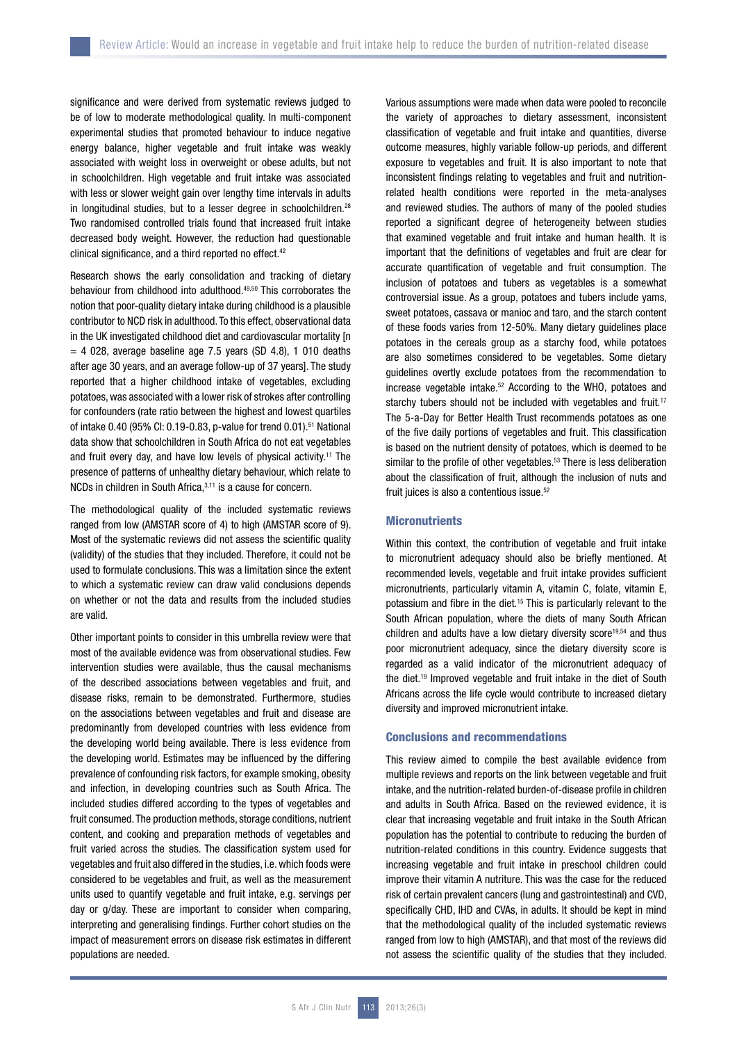significance and were derived from systematic reviews judged to be of low to moderate methodological quality. In multi-component experimental studies that promoted behaviour to induce negative energy balance, higher vegetable and fruit intake was weakly associated with weight loss in overweight or obese adults, but not in schoolchildren. High vegetable and fruit intake was associated with less or slower weight gain over lengthy time intervals in adults in longitudinal studies, but to a lesser degree in schoolchildren.[28] Two randomised controlled trials found that increased fruit intake decreased body weight. However, the reduction had questionable clinical significance, and a third reported no effect.[42]

Research shows the early consolidation and tracking of dietary behaviour from childhood into adulthood.[49,50] This corroborates the notion that poor-quality dietary intake during childhood is a plausible contributor to NCD risk in adulthood. To this effect, observational data in the UK investigated childhood diet and cardiovascular mortality [n = 4 028, average baseline age 7.5 years (SD 4.8), 1 010 deaths after age 30 years, and an average follow-up of 37 years]. The study reported that a higher childhood intake of vegetables, excluding potatoes, was associated with a lower risk of strokes after controlling for confounders (rate ratio between the highest and lowest quartiles of intake 0.40 (95% CI: 0.19-0.83, p-value for trend 0.01).[51] National data show that schoolchildren in South Africa do not eat vegetables and fruit every day, and have low levels of physical activity.[11] The presence of patterns of unhealthy dietary behaviour, which relate to NCDs in children in South Africa,[3,11] is a cause for concern.

The methodological quality of the included systematic reviews ranged from low (AMSTAR score of 4) to high (AMSTAR score of 9). Most of the systematic reviews did not assess the scientific quality (validity) of the studies that they included. Therefore, it could not be used to formulate conclusions. This was a limitation since the extent to which a systematic review can draw valid conclusions depends on whether or not the data and results from the included studies are valid.

Other important points to consider in this umbrella review were that most of the available evidence was from observational studies. Few intervention studies were available, thus the causal mechanisms of the described associations between vegetables and fruit, and disease risks, remain to be demonstrated. Furthermore, studies on the associations between vegetables and fruit and disease are predominantly from developed countries with less evidence from the developing world being available. There is less evidence from the developing world. Estimates may be influenced by the differing prevalence of confounding risk factors, for example smoking, obesity and infection, in developing countries such as South Africa. The included studies differed according to the types of vegetables and fruit consumed. The production methods, storage conditions, nutrient content, and cooking and preparation methods of vegetables and fruit varied across the studies. The classification system used for vegetables and fruit also differed in the studies, i.e. which foods were considered to be vegetables and fruit, as well as the measurement units used to quantify vegetable and fruit intake, e.g. servings per day or g/day. These are important to consider when comparing, interpreting and generalising findings. Further cohort studies on the impact of measurement errors on disease risk estimates in different populations are needed.

Various assumptions were made when data were pooled to reconcile the variety of approaches to dietary assessment, inconsistent classification of vegetable and fruit intake and quantities, diverse outcome measures, highly variable follow-up periods, and different exposure to vegetables and fruit. It is also important to note that inconsistent findings relating to vegetables and fruit and nutrition-related health conditions were reported in the meta-analyses and reviewed studies. The authors of many of the pooled studies reported a significant degree of heterogeneity between studies that examined vegetable and fruit intake and human health. It is important that the definitions of vegetables and fruit are clear for accurate quantification of vegetable and fruit consumption. The inclusion of potatoes and tubers as vegetables is a somewhat controversial issue. As a group, potatoes and tubers include yams, sweet potatoes, cassava or manioc and taro, and the starch content of these foods varies from 12-50%. Many dietary guidelines place potatoes in the cereals group as a starchy food, while potatoes are also sometimes considered to be vegetables. Some dietary guidelines overtly exclude potatoes from the recommendation to increase vegetable intake.[52] According to the WHO, potatoes and starchy tubers should not be included with vegetables and fruit.[17] The 5-a-Day for Better Health Trust recommends potatoes as one of the five daily portions of vegetables and fruit. This classification is based on the nutrient density of potatoes, which is deemed to be similar to the profile of other vegetables.[53] There is less deliberation about the classification of fruit, although the inclusion of nuts and fruit juices is also a contentious issue.[52]

### Micronutrients

Within this context, the contribution of vegetable and fruit intake to micronutrient adequacy should also be briefly mentioned. At recommended levels, vegetable and fruit intake provides sufficient micronutrients, particularly vitamin A, vitamin C, folate, vitamin E, potassium and fibre in the diet.[15] This is particularly relevant to the South African population, where the diets of many South African children and adults have a low dietary diversity score[19,54] and thus poor micronutrient adequacy, since the dietary diversity score is regarded as a valid indicator of the micronutrient adequacy of the diet.[19] Improved vegetable and fruit intake in the diet of South Africans across the life cycle would contribute to increased dietary diversity and improved micronutrient intake.

### Conclusions and recommendations

This review aimed to compile the best available evidence from multiple reviews and reports on the link between vegetable and fruit intake, and the nutrition-related burden-of-disease profile in children and adults in South Africa. Based on the reviewed evidence, it is clear that increasing vegetable and fruit intake in the South African population has the potential to contribute to reducing the burden of nutrition-related conditions in this country. Evidence suggests that increasing vegetable and fruit intake in preschool children could improve their vitamin A nutriture. This was the case for the reduced risk of certain prevalent cancers (lung and gastrointestinal) and CVD, specifically CHD, IHD and CVAs, in adults. It should be kept in mind that the methodological quality of the included systematic reviews ranged from low to high (AMSTAR), and that most of the reviews did not assess the scientific quality of the studies that they included.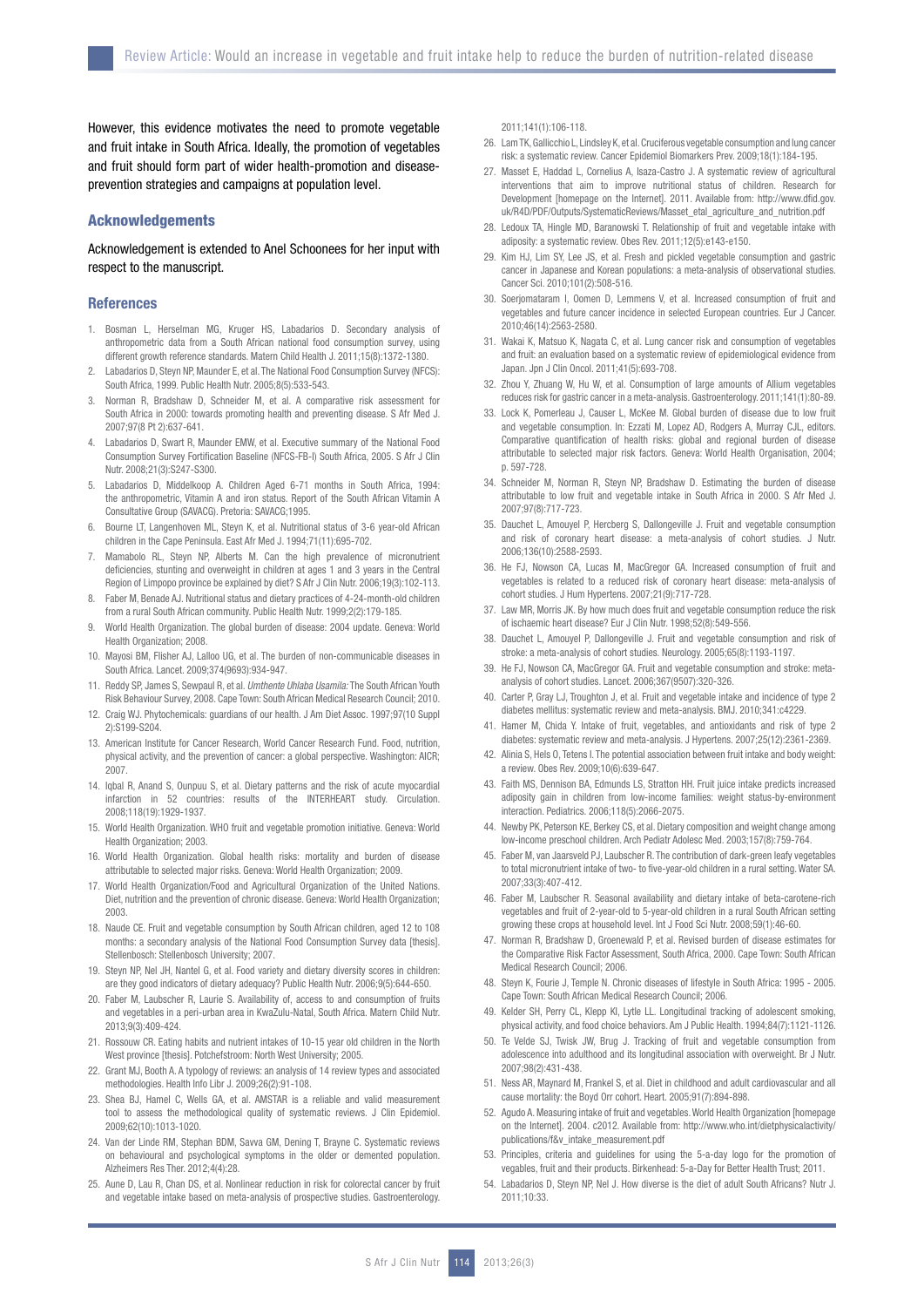However, this evidence motivates the need to promote vegetable and fruit intake in South Africa. Ideally, the promotion of vegetables and fruit should form part of wider health-promotion and disease-prevention strategies and campaigns at population level.

## Acknowledgements

Acknowledgement is extended to Anel Schoonees for her input with respect to the manuscript.

## References

1. Bosman L, Herselman MG, Kruger HS, Labadarios D. Secondary analysis of anthropometric data from a South African national food consumption survey, using different growth reference standards. Matern Child Health J. 2011;15(8):1372-1380.
2. Labadarios D, Steyn NP, Maunder E, et al. The National Food Consumption Survey (NFCS): South Africa, 1999. Public Health Nutr. 2005;8(5):533-543.
3. Norman R, Bradshaw D, Schneider M, et al. A comparative risk assessment for South Africa in 2000: towards promoting health and preventing disease. S Afr Med J. 2007;97(8 Pt 2):637-641.
4. Labadarios D, Swart R, Maunder EMW, et al. Executive summary of the National Food Consumption Survey Fortification Baseline (NFCS-FB-I) South Africa, 2005. S Afr J Clin Nutr. 2008;21(3):S247-S300.
5. Labadarios D, Middelkoop A. Children Aged 6-71 months in South Africa, 1994: the anthropometric, Vitamin A and iron status. Report of the South African Vitamin A Consultative Group (SAVACG). Pretoria: SAVACG;1995.
6. Bourne LT, Langenhoven ML, Steyn K, et al. Nutritional status of 3-6 year-old African children in the Cape Peninsula. East Afr Med J. 1994;71(11):695-702.
7. Mamabolo RL, Steyn NP, Alberts M. Can the high prevalence of micronutrient deficiencies, stunting and overweight in children at ages 1 and 3 years in the Central Region of Limpopo province be explained by diet? S Afr J Clin Nutr. 2006;19(3):102-113.
8. Faber M, Benade AJ. Nutritional status and dietary practices of 4-24-month-old children from a rural South African community. Public Health Nutr. 1999;2(2):179-185.
9. World Health Organization. The global burden of disease: 2004 update. Geneva: World Health Organization; 2008.
10. Mayosi BM, Flisher AJ, Lalloo UG, et al. The burden of non-communicable diseases in South Africa. Lancet. 2009;374(9693):934-947.
11. Reddy SP, James S, Sewpaul R, et al. *Umthente Uhlaba Usamila:* The South African Youth Risk Behaviour Survey, 2008. Cape Town: South African Medical Research Council; 2010.
12. Craig WJ. Phytochemicals: guardians of our health. J Am Diet Assoc. 1997;97(10 Suppl 2):S199-S204.
13. American Institute for Cancer Research, World Cancer Research Fund. Food, nutrition, physical activity, and the prevention of cancer: a global perspective. Washington: AICR; 2007.
14. Iqbal R, Anand S, Ounpuu S, et al. Dietary patterns and the risk of acute myocardial infarction in 52 countries: results of the INTERHEART study. Circulation. 2008;118(19):1929-1937.
15. World Health Organization. WHO fruit and vegetable promotion initiative. Geneva: World Health Organization; 2003.
16. World Health Organization. Global health risks: mortality and burden of disease attributable to selected major risks. Geneva: World Health Organization; 2009.
17. World Health Organization/Food and Agricultural Organization of the United Nations. Diet, nutrition and the prevention of chronic disease. Geneva: World Health Organization; 2003.
18. Naude CE. Fruit and vegetable consumption by South African children, aged 12 to 108 months: a secondary analysis of the National Food Consumption Survey data [thesis]. Stellenbosch: Stellenbosch University; 2007.
19. Steyn NP, Nel JH, Nantel G, et al. Food variety and dietary diversity scores in children: are they good indicators of dietary adequacy? Public Health Nutr. 2006;9(5):644-650.
20. Faber M, Laubscher R, Laurie S. Availability of, access to and consumption of fruits and vegetables in a peri-urban area in KwaZulu-Natal, South Africa. Matern Child Nutr. 2013;9(3):409-424.
21. Rossouw CR. Eating habits and nutrient intakes of 10-15 year old children in the North West province [thesis]. Potchefstroom: North West University; 2005.
22. Grant MJ, Booth A. A typology of reviews: an analysis of 14 review types and associated methodologies. Health Info Libr J. 2009;26(2):91-108.
23. Shea BJ, Hamel C, Wells GA, et al. AMSTAR is a reliable and valid measurement tool to assess the methodological quality of systematic reviews. J Clin Epidemiol. 2009;62(10):1013-1020.
24. Van der Linde RM, Stephan BDM, Savva GM, Dening T, Brayne C. Systematic reviews on behavioural and psychological symptoms in the older or demented population. Alzheimers Res Ther. 2012;4(4):28.
25. Aune D, Lau R, Chan DS, et al. Nonlinear reduction in risk for colorectal cancer by fruit and vegetable intake based on meta-analysis of prospective studies. Gastroenterology. 2011;141(1):106-118.
26. Lam TK, Gallicchio L, Lindsley K, et al. Cruciferous vegetable consumption and lung cancer risk: a systematic review. Cancer Epidemiol Biomarkers Prev. 2009;18(1):184-195.
27. Masset E, Haddad L, Cornelius A, Isaza-Castro J. A systematic review of agricultural interventions that aim to improve nutritional status of children. Research for Development [homepage on the Internet]. 2011. Available from: http://www.dfid.gov.uk/R4D/PDF/Outputs/SystematicReviews/Masset_etal_agriculture_and_nutrition.pdf
28. Ledoux TA, Hingle MD, Baranowski T. Relationship of fruit and vegetable intake with adiposity: a systematic review. Obes Rev. 2011;12(5):e143-e150.
29. Kim HJ, Lim SY, Lee JS, et al. Fresh and pickled vegetable consumption and gastric cancer in Japanese and Korean populations: a meta-analysis of observational studies. Cancer Sci. 2010;101(2):508-516.
30. Soerjomataram I, Oomen D, Lemmens V, et al. Increased consumption of fruit and vegetables and future cancer incidence in selected European countries. Eur J Cancer. 2010;46(14):2563-2580.
31. Wakai K, Matsuo K, Nagata C, et al. Lung cancer risk and consumption of vegetables and fruit: an evaluation based on a systematic review of epidemiological evidence from Japan. Jpn J Clin Oncol. 2011;41(5):693-708.
32. Zhou Y, Zhuang W, Hu W, et al. Consumption of large amounts of Allium vegetables reduces risk for gastric cancer in a meta-analysis. Gastroenterology. 2011;141(1):80-89.
33. Lock K, Pomerleau J, Causer L, McKee M. Global burden of disease due to low fruit and vegetable consumption. In: Ezzati M, Lopez AD, Rodgers A, Murray CJL, editors. Comparative quantification of health risks: global and regional burden of disease attributable to selected major risk factors. Geneva: World Health Organisation, 2004; p. 597-728.
34. Schneider M, Norman R, Steyn NP, Bradshaw D. Estimating the burden of disease attributable to low fruit and vegetable intake in South Africa in 2000. S Afr Med J. 2007;97(8):717-723.
35. Dauchet L, Amouyel P, Hercberg S, Dallongeville J. Fruit and vegetable consumption and risk of coronary heart disease: a meta-analysis of cohort studies. J Nutr. 2006;136(10):2588-2593.
36. He FJ, Nowson CA, Lucas M, MacGregor GA. Increased consumption of fruit and vegetables is related to a reduced risk of coronary heart disease: meta-analysis of cohort studies. J Hum Hypertens. 2007;21(9):717-728.
37. Law MR, Morris JK. By how much does fruit and vegetable consumption reduce the risk of ischaemic heart disease? Eur J Clin Nutr. 1998;52(8):549-556.
38. Dauchet L, Amouyel P, Dallongeville J. Fruit and vegetable consumption and risk of stroke: a meta-analysis of cohort studies. Neurology. 2005;65(8):1193-1197.
39. He FJ, Nowson CA, MacGregor GA. Fruit and vegetable consumption and stroke: meta-analysis of cohort studies. Lancet. 2006;367(9507):320-326.
40. Carter P, Gray LJ, Troughton J, et al. Fruit and vegetable intake and incidence of type 2 diabetes mellitus: systematic review and meta-analysis. BMJ. 2010;341:c4229.
41. Hamer M, Chida Y. Intake of fruit, vegetables, and antioxidants and risk of type 2 diabetes: systematic review and meta-analysis. J Hypertens. 2007;25(12):2361-2369.
42. Alinia S, Hels O, Tetens I. The potential association between fruit intake and body weight: a review. Obes Rev. 2009;10(6):639-647.
43. Faith MS, Dennison BA, Edmunds LS, Stratton HH. Fruit juice intake predicts increased adiposity gain in children from low-income families: weight status-by-environment interaction. Pediatrics. 2006;118(5):2066-2075.
44. Newby PK, Peterson KE, Berkey CS, et al. Dietary composition and weight change among low-income preschool children. Arch Pediatr Adolesc Med. 2003;157(8):759-764.
45. Faber M, van Jaarsveld PJ, Laubscher R. The contribution of dark-green leafy vegetables to total micronutrient intake of two- to five-year-old children in a rural setting. Water SA. 2007;33(3):407-412.
46. Faber M, Laubscher R. Seasonal availability and dietary intake of beta-carotene-rich vegetables and fruit of 2-year-old to 5-year-old children in a rural South African setting growing these crops at household level. Int J Food Sci Nutr. 2008;59(1):46-60.
47. Norman R, Bradshaw D, Groenewald P, et al. Revised burden of disease estimates for the Comparative Risk Factor Assessment, South Africa, 2000. Cape Town: South African Medical Research Council; 2006.
48. Steyn K, Fourie J, Temple N. Chronic diseases of lifestyle in South Africa: 1995 - 2005. Cape Town: South African Medical Research Council; 2006.
49. Kelder SH, Perry CL, Klepp KI, Lytle LL. Longitudinal tracking of adolescent smoking, physical activity, and food choice behaviors. Am J Public Health. 1994;84(7):1121-1126.
50. Te Velde SJ, Twisk JW, Brug J. Tracking of fruit and vegetable consumption from adolescence into adulthood and its longitudinal association with overweight. Br J Nutr. 2007;98(2):431-438.
51. Ness AR, Maynard M, Frankel S, et al. Diet in childhood and adult cardiovascular and all cause mortality: the Boyd Orr cohort. Heart. 2005;91(7):894-898.
52. Agudo A. Measuring intake of fruit and vegetables. World Health Organization [homepage on the Internet]. 2004. c2012. Available from: http://www.who.int/dietphysicalactivity/publications/f&v_intake_measurement.pdf
53. Principles, criteria and guidelines for using the 5-a-day logo for the promotion of vegables, fruit and their products. Birkenhead: 5-a-Day for Better Health Trust; 2011.
54. Labadarios D, Steyn NP, Nel J. How diverse is the diet of adult South Africans? Nutr J. 2011;10:33.